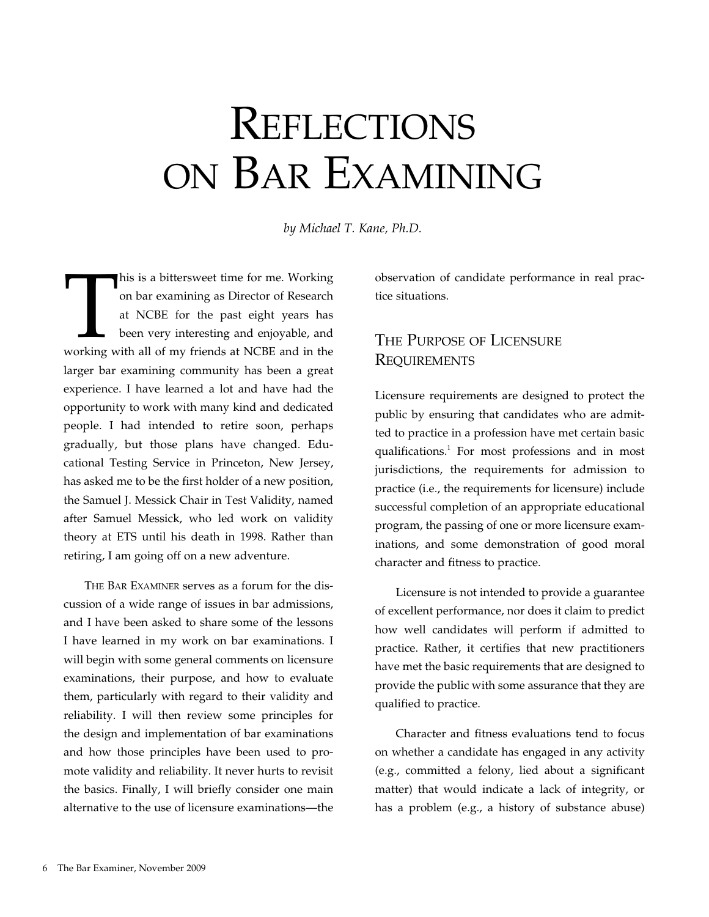# Reflections on Bar Examining

*by Michael T. Kane, Ph.D.*

This is a bittersweet time for me. Working on bar examining as Director of Research at NCBE for the past eight years has been very interesting and enjoyable, and working with all of my friends at NCBE and in the larger bar examining community has been a great experience. I have learned a lot and have had the opportunity to work with many kind and dedicated people. I had intended to retire soon, perhaps gradually, but those plans have changed. Educational Testing Service in Princeton, New Jersey, has asked me to be the first holder of a new position, the Samuel J. Messick Chair in Test Validity, named after Samuel Messick, who led work on validity theory at ETS until his death in 1998. Rather than retiring, I am going off on a new adventure.

The Bar Examiner serves as a forum for the discussion of a wide range of issues in bar admissions, and I have been asked to share some of the lessons I have learned in my work on bar examinations. I will begin with some general comments on licensure examinations, their purpose, and how to evaluate them, particularly with regard to their validity and reliability. I will then review some principles for the design and implementation of bar examinations and how those principles have been used to promote validity and reliability. It never hurts to revisit the basics. Finally, I will briefly consider one main alternative to the use of licensure examinations—the observation of candidate performance in real practice situations.

## The Purpose of Licensure Requirements

Licensure requirements are designed to protect the public by ensuring that candidates who are admitted to practice in a profession have met certain basic qualifications.[1] For most professions and in most jurisdictions, the requirements for admission to practice (i.e., the requirements for licensure) include successful completion of an appropriate educational program, the passing of one or more licensure examinations, and some demonstration of good moral character and fitness to practice.

Licensure is not intended to provide a guarantee of excellent performance, nor does it claim to predict how well candidates will perform if admitted to practice. Rather, it certifies that new practitioners have met the basic requirements that are designed to provide the public with some assurance that they are qualified to practice.

Character and fitness evaluations tend to focus on whether a candidate has engaged in any activity (e.g., committed a felony, lied about a significant matter) that would indicate a lack of integrity, or has a problem (e.g., a history of substance abuse)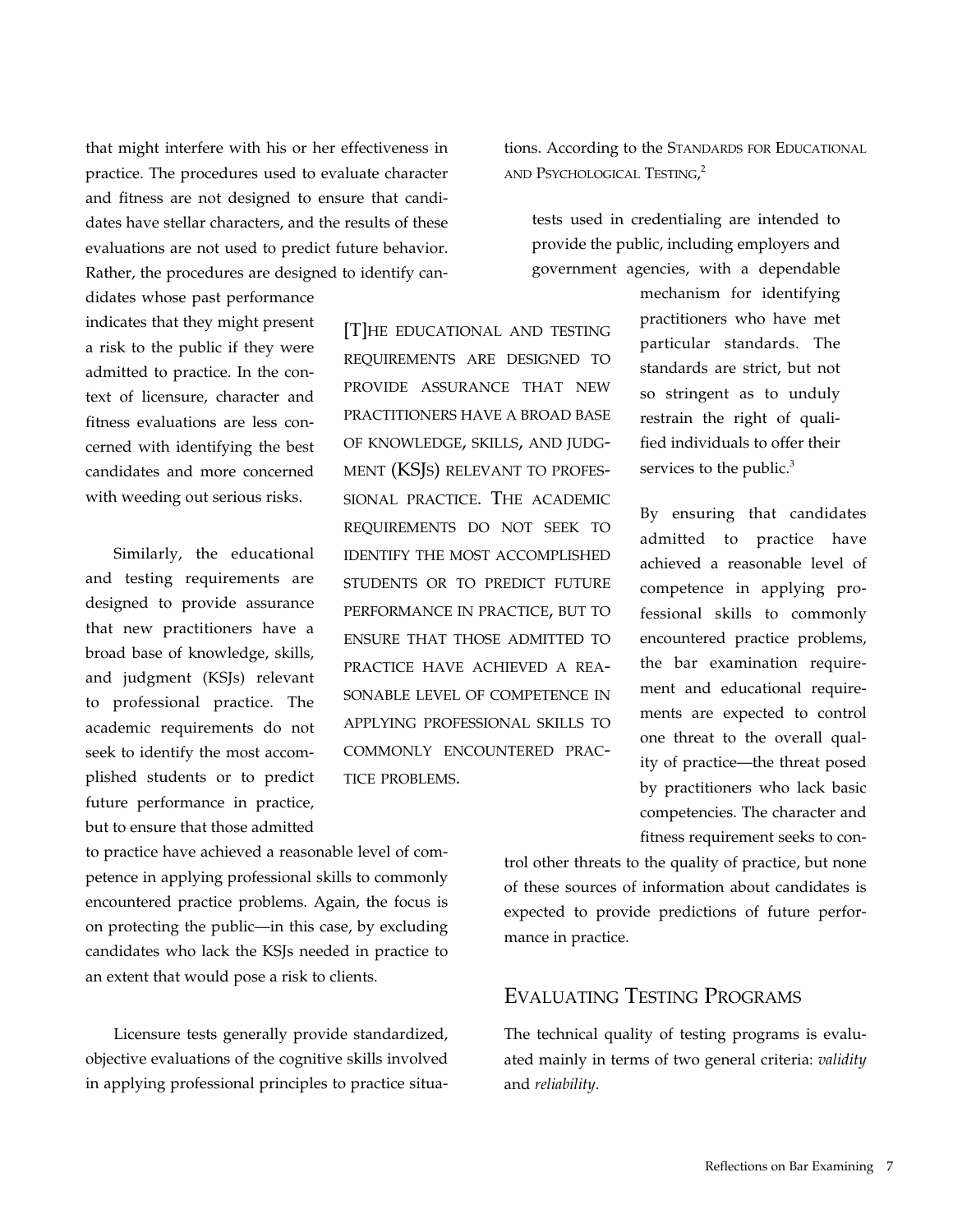that might interfere with his or her effectiveness in practice. The procedures used to evaluate character and fitness are not designed to ensure that candidates have stellar characters, and the results of these evaluations are not used to predict future behavior. Rather, the procedures are designed to identify candidates whose past performance indicates that they might present a risk to the public if they were admitted to practice. In the context of licensure, character and fitness evaluations are less concerned with identifying the best candidates and more concerned with weeding out serious risks.

Similarly, the educational and testing requirements are designed to provide assurance that new practitioners have a broad base of knowledge, skills, and judgment (KSJs) relevant to professional practice. The academic requirements do not seek to identify the most accomplished students or to predict future performance in practice, but to ensure that those admitted to practice have achieved a reasonable level of competence in applying professional skills to commonly encountered practice problems. Again, the focus is on protecting the public—in this case, by excluding candidates who lack the KSJs needed in practice to an extent that would pose a risk to clients.

> [T]HE EDUCATIONAL AND TESTING REQUIREMENTS ARE DESIGNED TO PROVIDE ASSURANCE THAT NEW PRACTITIONERS HAVE A BROAD BASE OF KNOWLEDGE, SKILLS, AND JUDGMENT (KSJS) RELEVANT TO PROFESSIONAL PRACTICE. THE ACADEMIC REQUIREMENTS DO NOT SEEK TO IDENTIFY THE MOST ACCOMPLISHED STUDENTS OR TO PREDICT FUTURE PERFORMANCE IN PRACTICE, BUT TO ENSURE THAT THOSE ADMITTED TO PRACTICE HAVE ACHIEVED A REASONABLE LEVEL OF COMPETENCE IN APPLYING PROFESSIONAL SKILLS TO COMMONLY ENCOUNTERED PRACTICE PROBLEMS.

Licensure tests generally provide standardized, objective evaluations of the cognitive skills involved in applying professional principles to practice situations. According to the STANDARDS FOR EDUCATIONAL AND PSYCHOLOGICAL TESTING,[2]

> tests used in credentialing are intended to provide the public, including employers and government agencies, with a dependable mechanism for identifying practitioners who have met particular standards. The standards are strict, but not so stringent as to unduly restrain the right of qualified individuals to offer their services to the public.[3]

By ensuring that candidates admitted to practice have achieved a reasonable level of competence in applying professional skills to commonly encountered practice problems, the bar examination requirement and educational requirements are expected to control one threat to the overall quality of practice—the threat posed by practitioners who lack basic competencies. The character and fitness requirement seeks to control other threats to the quality of practice, but none of these sources of information about candidates is expected to provide predictions of future performance in practice.

## EVALUATING TESTING PROGRAMS

The technical quality of testing programs is evaluated mainly in terms of two general criteria: *validity* and *reliability*.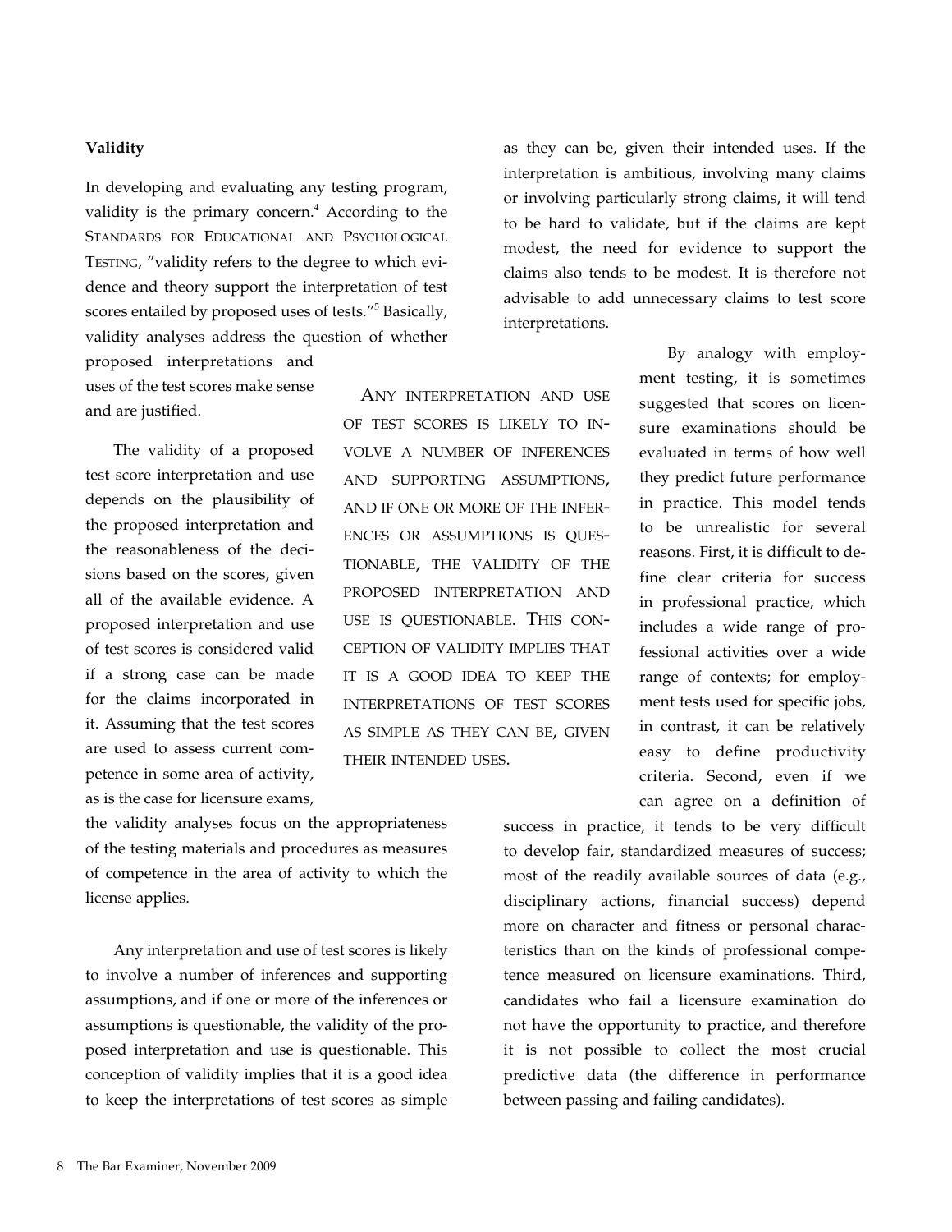### Validity

In developing and evaluating any testing program, validity is the primary concern.[4] According to the Standards for Educational and Psychological Testing, "validity refers to the degree to which evidence and theory support the interpretation of test scores entailed by proposed uses of tests."[5] Basically, validity analyses address the question of whether proposed interpretations and uses of the test scores make sense and are justified.

The validity of a proposed test score interpretation and use depends on the plausibility of the proposed interpretation and the reasonableness of the decisions based on the scores, given all of the available evidence. A proposed interpretation and use of test scores is considered valid if a strong case can be made for the claims incorporated in it. Assuming that the test scores are used to assess current competence in some area of activity, as is the case for licensure exams, the validity analyses focus on the appropriateness of the testing materials and procedures as measures of competence in the area of activity to which the license applies.

> Any interpretation and use of test scores is likely to involve a number of inferences and supporting assumptions, and if one or more of the inferences or assumptions is questionable, the validity of the proposed interpretation and use is questionable. This conception of validity implies that it is a good idea to keep the interpretations of test scores as simple as they can be, given their intended uses.

Any interpretation and use of test scores is likely to involve a number of inferences and supporting assumptions, and if one or more of the inferences or assumptions is questionable, the validity of the proposed interpretation and use is questionable. This conception of validity implies that it is a good idea to keep the interpretations of test scores as simple as they can be, given their intended uses. If the interpretation is ambitious, involving many claims or involving particularly strong claims, it will tend to be hard to validate, but if the claims are kept modest, the need for evidence to support the claims also tends to be modest. It is therefore not advisable to add unnecessary claims to test score interpretations.

By analogy with employment testing, it is sometimes suggested that scores on licensure examinations should be evaluated in terms of how well they predict future performance in practice. This model tends to be unrealistic for several reasons. First, it is difficult to define clear criteria for success in professional practice, which includes a wide range of professional activities over a wide range of contexts; for employment tests used for specific jobs, in contrast, it can be relatively easy to define productivity criteria. Second, even if we can agree on a definition of success in practice, it tends to be very difficult to develop fair, standardized measures of success; most of the readily available sources of data (e.g., disciplinary actions, financial success) depend more on character and fitness or personal characteristics than on the kinds of professional competence measured on licensure examinations. Third, candidates who fail a licensure examination do not have the opportunity to practice, and therefore it is not possible to collect the most crucial predictive data (the difference in performance between passing and failing candidates).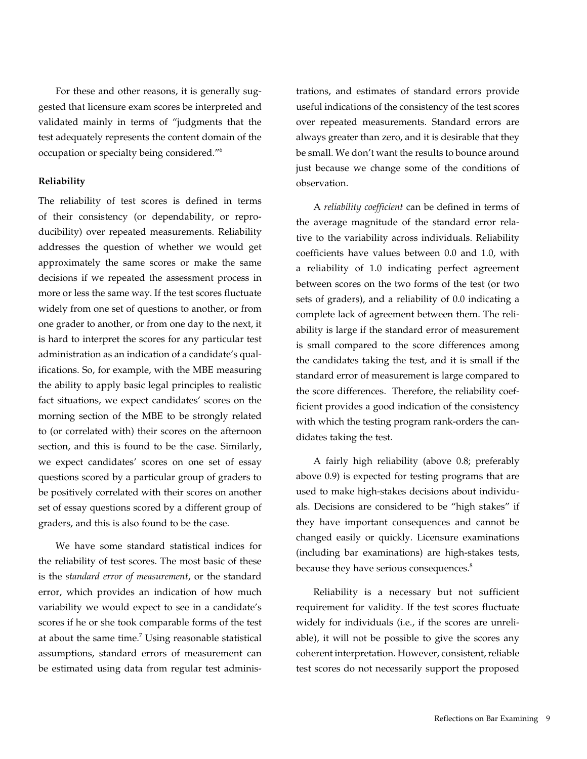For these and other reasons, it is generally suggested that licensure exam scores be interpreted and validated mainly in terms of "judgments that the test adequately represents the content domain of the occupation or specialty being considered."[6]

**Reliability**

The reliability of test scores is defined in terms of their consistency (or dependability, or reproducibility) over repeated measurements. Reliability addresses the question of whether we would get approximately the same scores or make the same decisions if we repeated the assessment process in more or less the same way. If the test scores fluctuate widely from one set of questions to another, or from one grader to another, or from one day to the next, it is hard to interpret the scores for any particular test administration as an indication of a candidate's qualifications. So, for example, with the MBE measuring the ability to apply basic legal principles to realistic fact situations, we expect candidates' scores on the morning section of the MBE to be strongly related to (or correlated with) their scores on the afternoon section, and this is found to be the case. Similarly, we expect candidates' scores on one set of essay questions scored by a particular group of graders to be positively correlated with their scores on another set of essay questions scored by a different group of graders, and this is also found to be the case.

We have some standard statistical indices for the reliability of test scores. The most basic of these is the *standard error of measurement*, or the standard error, which provides an indication of how much variability we would expect to see in a candidate's scores if he or she took comparable forms of the test at about the same time.[7] Using reasonable statistical assumptions, standard errors of measurement can be estimated using data from regular test administrations, and estimates of standard errors provide useful indications of the consistency of the test scores over repeated measurements. Standard errors are always greater than zero, and it is desirable that they be small. We don't want the results to bounce around just because we change some of the conditions of observation.

A *reliability coefficient* can be defined in terms of the average magnitude of the standard error relative to the variability across individuals. Reliability coefficients have values between 0.0 and 1.0, with a reliability of 1.0 indicating perfect agreement between scores on the two forms of the test (or two sets of graders), and a reliability of 0.0 indicating a complete lack of agreement between them. The reliability is large if the standard error of measurement is small compared to the score differences among the candidates taking the test, and it is small if the standard error of measurement is large compared to the score differences. Therefore, the reliability coefficient provides a good indication of the consistency with which the testing program rank-orders the candidates taking the test.

A fairly high reliability (above 0.8; preferably above 0.9) is expected for testing programs that are used to make high-stakes decisions about individuals. Decisions are considered to be "high stakes" if they have important consequences and cannot be changed easily or quickly. Licensure examinations (including bar examinations) are high-stakes tests, because they have serious consequences.[8]

Reliability is a necessary but not sufficient requirement for validity. If the test scores fluctuate widely for individuals (i.e., if the scores are unreliable), it will not be possible to give the scores any coherent interpretation. However, consistent, reliable test scores do not necessarily support the proposed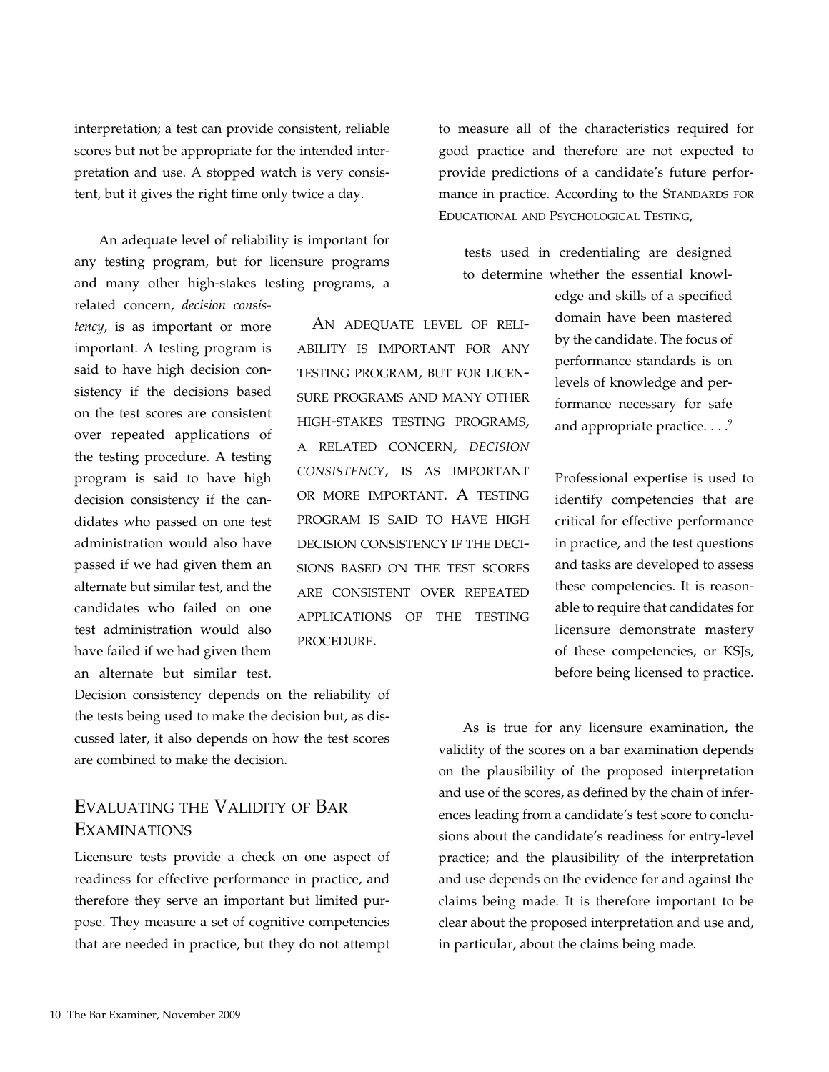interpretation; a test can provide consistent, reliable scores but not be appropriate for the intended interpretation and use. A stopped watch is very consistent, but it gives the right time only twice a day.

An adequate level of reliability is important for any testing program, but for licensure programs and many other high-stakes testing programs, a related concern, *decision consistency*, is as important or more important. A testing program is said to have high decision consistency if the decisions based on the test scores are consistent over repeated applications of the testing procedure. A testing program is said to have high decision consistency if the candidates who passed on one test administration would also have passed if we had given them an alternate but similar test, and the candidates who failed on one test administration would also have failed if we had given them an alternate but similar test. Decision consistency depends on the reliability of the tests being used to make the decision but, as discussed later, it also depends on how the test scores are combined to make the decision.

> An adequate level of reliability is important for any testing program, but for licensure programs and many other high-stakes testing programs, a related concern, *decision consistency*, is as important or more important. A testing program is said to have high decision consistency if the decisions based on the test scores are consistent over repeated applications of the testing procedure.

## Evaluating the Validity of Bar Examinations

Licensure tests provide a check on one aspect of readiness for effective performance in practice, and therefore they serve an important but limited purpose. They measure a set of cognitive competencies that are needed in practice, but they do not attempt to measure all of the characteristics required for good practice and therefore are not expected to provide predictions of a candidate's future performance in practice. According to the Standards for Educational and Psychological Testing,

> tests used in credentialing are designed to determine whether the essential knowledge and skills of a specified domain have been mastered by the candidate. The focus of performance standards is on levels of knowledge and performance necessary for safe and appropriate practice. . . .[9]

Professional expertise is used to identify competencies that are critical for effective performance in practice, and the test questions and tasks are developed to assess these competencies. It is reasonable to require that candidates for licensure demonstrate mastery of these competencies, or KSJs, before being licensed to practice.

As is true for any licensure examination, the validity of the scores on a bar examination depends on the plausibility of the proposed interpretation and use of the scores, as defined by the chain of inferences leading from a candidate's test score to conclusions about the candidate's readiness for entry-level practice; and the plausibility of the interpretation and use depends on the evidence for and against the claims being made. It is therefore important to be clear about the proposed interpretation and use and, in particular, about the claims being made.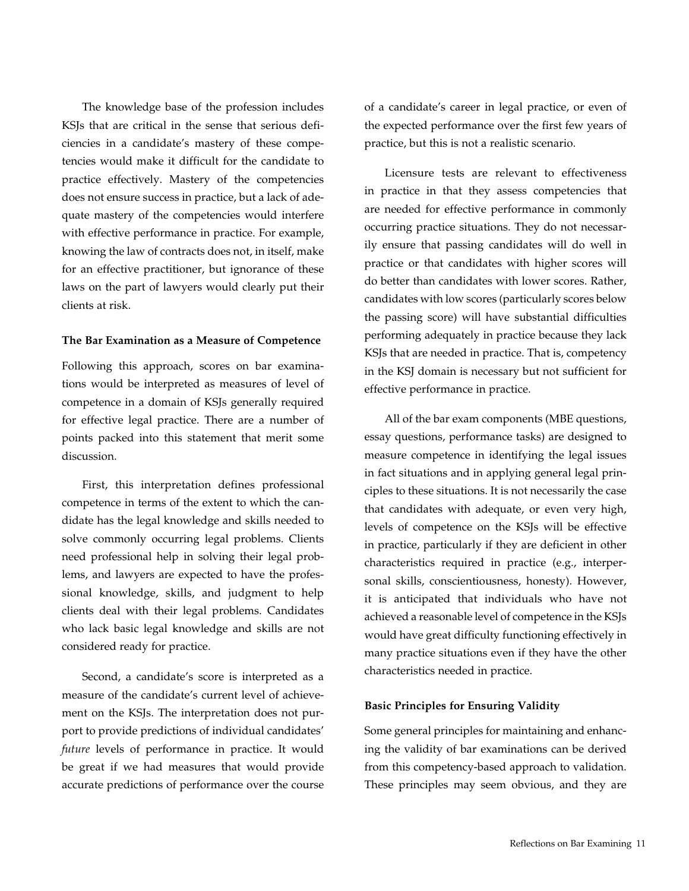The knowledge base of the profession includes KSJs that are critical in the sense that serious deficiencies in a candidate's mastery of these competencies would make it difficult for the candidate to practice effectively. Mastery of the competencies does not ensure success in practice, but a lack of adequate mastery of the competencies would interfere with effective performance in practice. For example, knowing the law of contracts does not, in itself, make for an effective practitioner, but ignorance of these laws on the part of lawyers would clearly put their clients at risk.

**The Bar Examination as a Measure of Competence**

Following this approach, scores on bar examinations would be interpreted as measures of level of competence in a domain of KSJs generally required for effective legal practice. There are a number of points packed into this statement that merit some discussion.

First, this interpretation defines professional competence in terms of the extent to which the candidate has the legal knowledge and skills needed to solve commonly occurring legal problems. Clients need professional help in solving their legal problems, and lawyers are expected to have the professional knowledge, skills, and judgment to help clients deal with their legal problems. Candidates who lack basic legal knowledge and skills are not considered ready for practice.

Second, a candidate's score is interpreted as a measure of the candidate's current level of achievement on the KSJs. The interpretation does not purport to provide predictions of individual candidates' *future* levels of performance in practice. It would be great if we had measures that would provide accurate predictions of performance over the course of a candidate's career in legal practice, or even of the expected performance over the first few years of practice, but this is not a realistic scenario.

Licensure tests are relevant to effectiveness in practice in that they assess competencies that are needed for effective performance in commonly occurring practice situations. They do not necessarily ensure that passing candidates will do well in practice or that candidates with higher scores will do better than candidates with lower scores. Rather, candidates with low scores (particularly scores below the passing score) will have substantial difficulties performing adequately in practice because they lack KSJs that are needed in practice. That is, competency in the KSJ domain is necessary but not sufficient for effective performance in practice.

All of the bar exam components (MBE questions, essay questions, performance tasks) are designed to measure competence in identifying the legal issues in fact situations and in applying general legal principles to these situations. It is not necessarily the case that candidates with adequate, or even very high, levels of competence on the KSJs will be effective in practice, particularly if they are deficient in other characteristics required in practice (e.g., interpersonal skills, conscientiousness, honesty). However, it is anticipated that individuals who have not achieved a reasonable level of competence in the KSJs would have great difficulty functioning effectively in many practice situations even if they have the other characteristics needed in practice.

**Basic Principles for Ensuring Validity**

Some general principles for maintaining and enhancing the validity of bar examinations can be derived from this competency-based approach to validation. These principles may seem obvious, and they are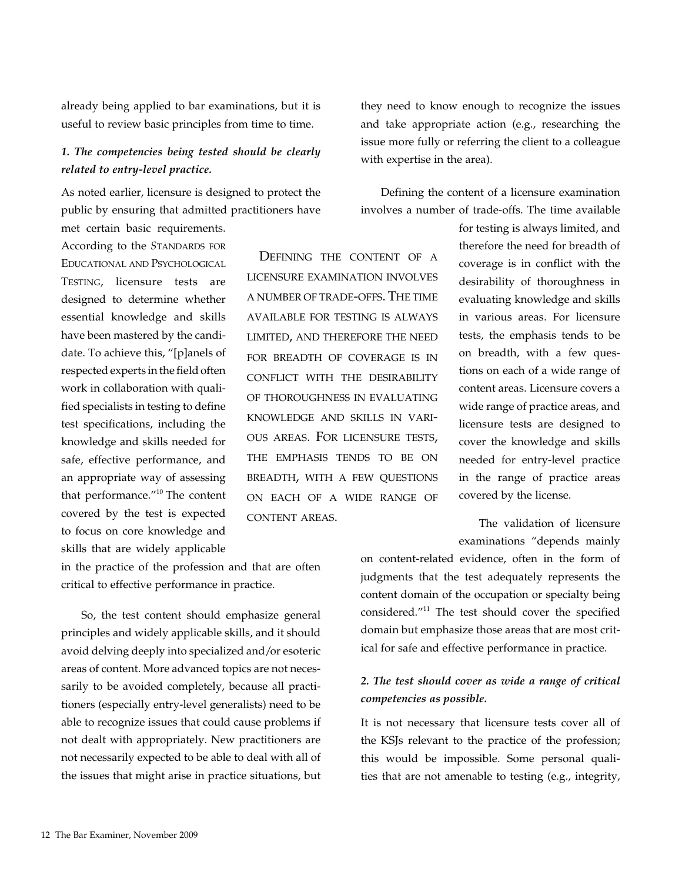already being applied to bar examinations, but it is useful to review basic principles from time to time.

### *1. The competencies being tested should be clearly related to entry-level practice.*

As noted earlier, licensure is designed to protect the public by ensuring that admitted practitioners have met certain basic requirements. According to the *Standards for Educational and Psychological Testing*, licensure tests are designed to determine whether essential knowledge and skills have been mastered by the candidate. To achieve this, "[p]anels of respected experts in the field often work in collaboration with qualified specialists in testing to define test specifications, including the knowledge and skills needed for safe, effective performance, and an appropriate way of assessing that performance."[10] The content covered by the test is expected to focus on core knowledge and skills that are widely applicable in the practice of the profession and that are often critical to effective performance in practice.

So, the test content should emphasize general principles and widely applicable skills, and it should avoid delving deeply into specialized and/or esoteric areas of content. More advanced topics are not necessarily to be avoided completely, because all practitioners (especially entry-level generalists) need to be able to recognize issues that could cause problems if not dealt with appropriately. New practitioners are not necessarily expected to be able to deal with all of the issues that might arise in practice situations, but they need to know enough to recognize the issues and take appropriate action (e.g., researching the issue more fully or referring the client to a colleague with expertise in the area).

Defining the content of a licensure examination involves a number of trade-offs. The time available for testing is always limited, and therefore the need for breadth of coverage is in conflict with the desirability of thoroughness in evaluating knowledge and skills in various areas. For licensure tests, the emphasis tends to be on breadth, with a few questions on each of a wide range of content areas. Licensure covers a wide range of practice areas, and licensure tests are designed to cover the knowledge and skills needed for entry-level practice in the range of practice areas covered by the license.

> Defining the content of a licensure examination involves a number of trade-offs. The time available for testing is always limited, and therefore the need for breadth of coverage is in conflict with the desirability of thoroughness in evaluating knowledge and skills in various areas. For licensure tests, the emphasis tends to be on breadth, with a few questions on each of a wide range of content areas.

The validation of licensure examinations "depends mainly on content-related evidence, often in the form of judgments that the test adequately represents the content domain of the occupation or specialty being considered."[11] The test should cover the specified domain but emphasize those areas that are most critical for safe and effective performance in practice.

### *2. The test should cover as wide a range of critical competencies as possible.*

It is not necessary that licensure tests cover all of the KSJs relevant to the practice of the profession; this would be impossible. Some personal qualities that are not amenable to testing (e.g., integrity,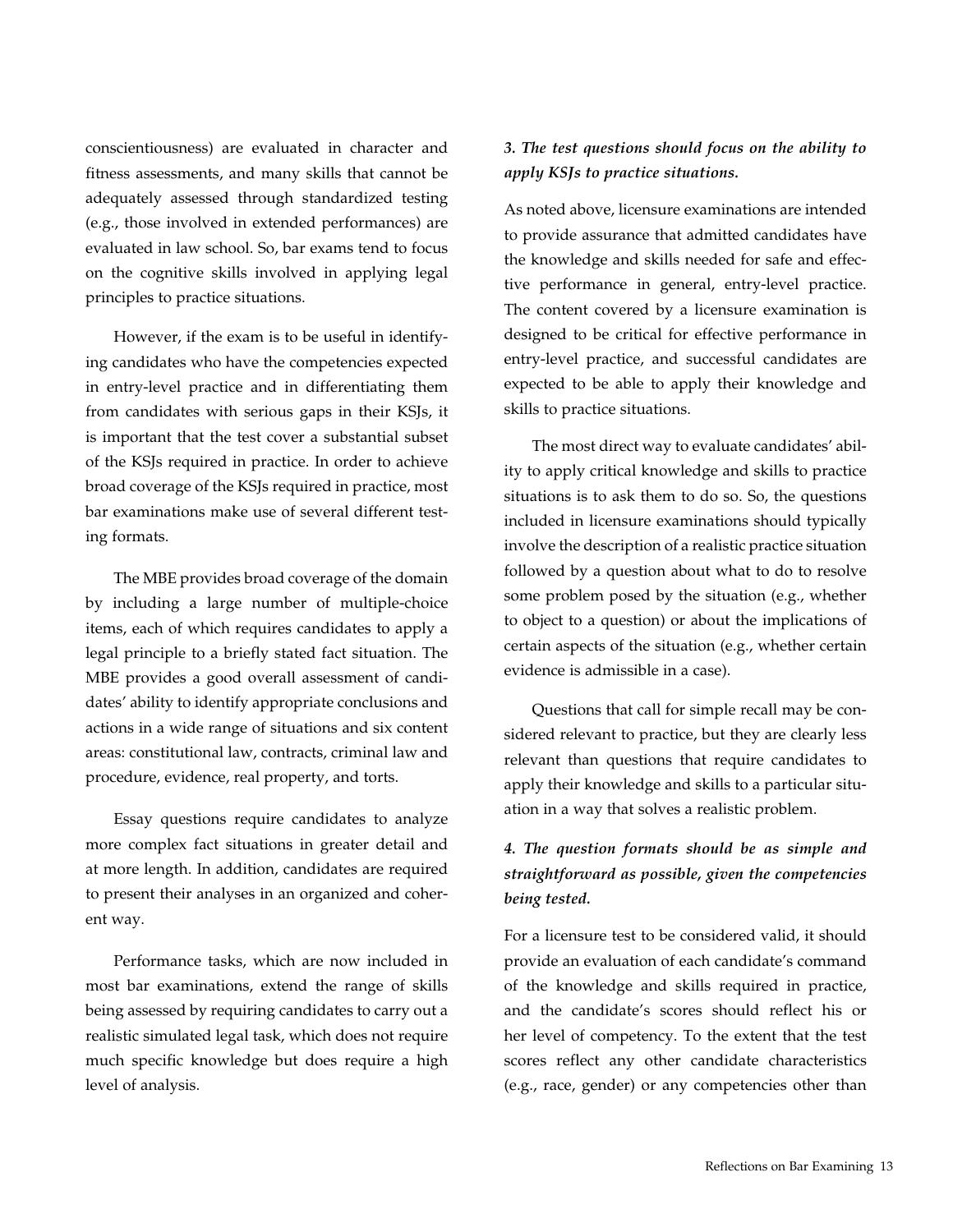conscientiousness) are evaluated in character and fitness assessments, and many skills that cannot be adequately assessed through standardized testing (e.g., those involved in extended performances) are evaluated in law school. So, bar exams tend to focus on the cognitive skills involved in applying legal principles to practice situations.

However, if the exam is to be useful in identifying candidates who have the competencies expected in entry-level practice and in differentiating them from candidates with serious gaps in their KSJs, it is important that the test cover a substantial subset of the KSJs required in practice. In order to achieve broad coverage of the KSJs required in practice, most bar examinations make use of several different testing formats.

The MBE provides broad coverage of the domain by including a large number of multiple-choice items, each of which requires candidates to apply a legal principle to a briefly stated fact situation. The MBE provides a good overall assessment of candidates' ability to identify appropriate conclusions and actions in a wide range of situations and six content areas: constitutional law, contracts, criminal law and procedure, evidence, real property, and torts.

Essay questions require candidates to analyze more complex fact situations in greater detail and at more length. In addition, candidates are required to present their analyses in an organized and coherent way.

Performance tasks, which are now included in most bar examinations, extend the range of skills being assessed by requiring candidates to carry out a realistic simulated legal task, which does not require much specific knowledge but does require a high level of analysis.

***3. The test questions should focus on the ability to apply KSJs to practice situations.***

As noted above, licensure examinations are intended to provide assurance that admitted candidates have the knowledge and skills needed for safe and effective performance in general, entry-level practice. The content covered by a licensure examination is designed to be critical for effective performance in entry-level practice, and successful candidates are expected to be able to apply their knowledge and skills to practice situations.

The most direct way to evaluate candidates' ability to apply critical knowledge and skills to practice situations is to ask them to do so. So, the questions included in licensure examinations should typically involve the description of a realistic practice situation followed by a question about what to do to resolve some problem posed by the situation (e.g., whether to object to a question) or about the implications of certain aspects of the situation (e.g., whether certain evidence is admissible in a case).

Questions that call for simple recall may be considered relevant to practice, but they are clearly less relevant than questions that require candidates to apply their knowledge and skills to a particular situation in a way that solves a realistic problem.

***4. The question formats should be as simple and straightforward as possible, given the competencies being tested.***

For a licensure test to be considered valid, it should provide an evaluation of each candidate's command of the knowledge and skills required in practice, and the candidate's scores should reflect his or her level of competency. To the extent that the test scores reflect any other candidate characteristics (e.g., race, gender) or any competencies other than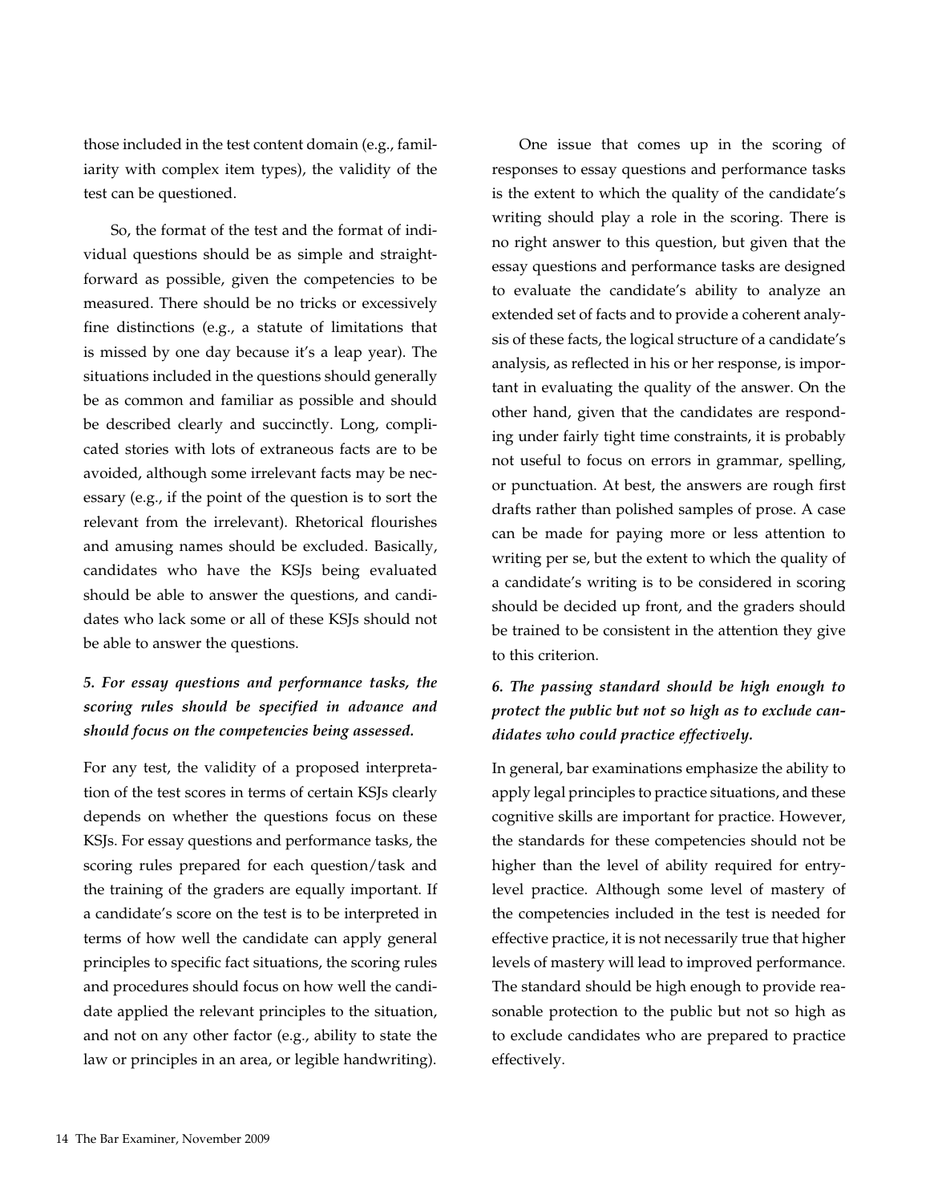those included in the test content domain (e.g., familiarity with complex item types), the validity of the test can be questioned.

So, the format of the test and the format of individual questions should be as simple and straightforward as possible, given the competencies to be measured. There should be no tricks or excessively fine distinctions (e.g., a statute of limitations that is missed by one day because it's a leap year). The situations included in the questions should generally be as common and familiar as possible and should be described clearly and succinctly. Long, complicated stories with lots of extraneous facts are to be avoided, although some irrelevant facts may be necessary (e.g., if the point of the question is to sort the relevant from the irrelevant). Rhetorical flourishes and amusing names should be excluded. Basically, candidates who have the KSJs being evaluated should be able to answer the questions, and candidates who lack some or all of these KSJs should not be able to answer the questions.

***5. For essay questions and performance tasks, the scoring rules should be specified in advance and should focus on the competencies being assessed.***

For any test, the validity of a proposed interpretation of the test scores in terms of certain KSJs clearly depends on whether the questions focus on these KSJs. For essay questions and performance tasks, the scoring rules prepared for each question/task and the training of the graders are equally important. If a candidate's score on the test is to be interpreted in terms of how well the candidate can apply general principles to specific fact situations, the scoring rules and procedures should focus on how well the candidate applied the relevant principles to the situation, and not on any other factor (e.g., ability to state the law or principles in an area, or legible handwriting).

One issue that comes up in the scoring of responses to essay questions and performance tasks is the extent to which the quality of the candidate's writing should play a role in the scoring. There is no right answer to this question, but given that the essay questions and performance tasks are designed to evaluate the candidate's ability to analyze an extended set of facts and to provide a coherent analysis of these facts, the logical structure of a candidate's analysis, as reflected in his or her response, is important in evaluating the quality of the answer. On the other hand, given that the candidates are responding under fairly tight time constraints, it is probably not useful to focus on errors in grammar, spelling, or punctuation. At best, the answers are rough first drafts rather than polished samples of prose. A case can be made for paying more or less attention to writing per se, but the extent to which the quality of a candidate's writing is to be considered in scoring should be decided up front, and the graders should be trained to be consistent in the attention they give to this criterion.

***6. The passing standard should be high enough to protect the public but not so high as to exclude candidates who could practice effectively.***

In general, bar examinations emphasize the ability to apply legal principles to practice situations, and these cognitive skills are important for practice. However, the standards for these competencies should not be higher than the level of ability required for entry-level practice. Although some level of mastery of the competencies included in the test is needed for effective practice, it is not necessarily true that higher levels of mastery will lead to improved performance. The standard should be high enough to provide reasonable protection to the public but not so high as to exclude candidates who are prepared to practice effectively.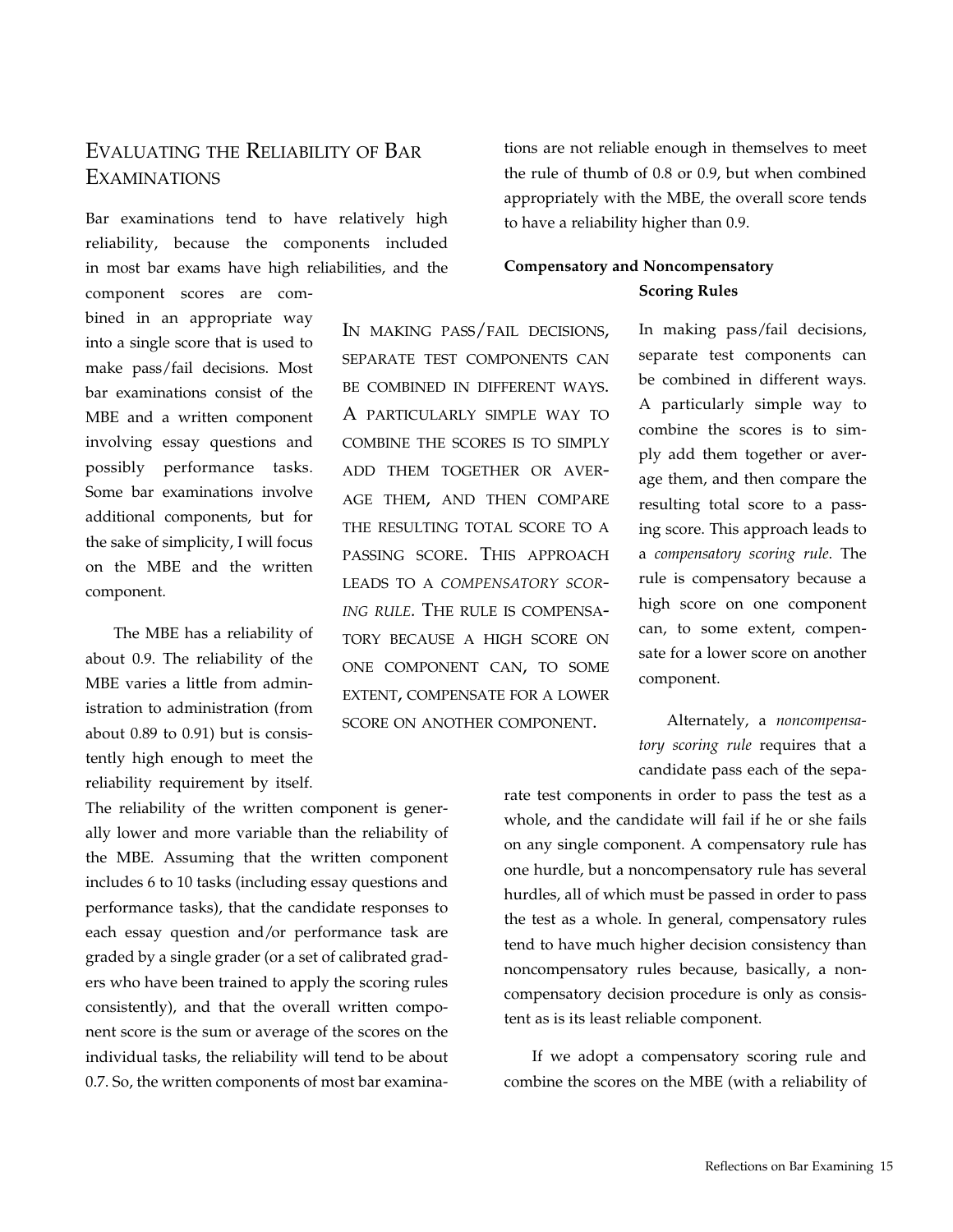## Evaluating the Reliability of Bar Examinations

Bar examinations tend to have relatively high reliability, because the components included in most bar exams have high reliabilities, and the component scores are combined in an appropriate way into a single score that is used to make pass/fail decisions. Most bar examinations consist of the MBE and a written component involving essay questions and possibly performance tasks. Some bar examinations involve additional components, but for the sake of simplicity, I will focus on the MBE and the written component.

The MBE has a reliability of about 0.9. The reliability of the MBE varies a little from administration to administration (from about 0.89 to 0.91) but is consistently high enough to meet the reliability requirement by itself. The reliability of the written component is generally lower and more variable than the reliability of the MBE. Assuming that the written component includes 6 to 10 tasks (including essay questions and performance tasks), that the candidate responses to each essay question and/or performance task are graded by a single grader (or a set of calibrated graders who have been trained to apply the scoring rules consistently), and that the overall written component score is the sum or average of the scores on the individual tasks, the reliability will tend to be about 0.7. So, the written components of most bar examinations are not reliable enough in themselves to meet the rule of thumb of 0.8 or 0.9, but when combined appropriately with the MBE, the overall score tends to have a reliability higher than 0.9.

### Compensatory and Noncompensatory Scoring Rules

In making pass/fail decisions, separate test components can be combined in different ways. A particularly simple way to combine the scores is to simply add them together or average them, and then compare the resulting total score to a passing score. This approach leads to a *compensatory scoring rule*. The rule is compensatory because a high score on one component can, to some extent, compensate for a lower score on another component.

Alternately, a *noncompensatory scoring rule* requires that a candidate pass each of the separate test components in order to pass the test as a whole, and the candidate will fail if he or she fails on any single component. A compensatory rule has one hurdle, but a noncompensatory rule has several hurdles, all of which must be passed in order to pass the test as a whole. In general, compensatory rules tend to have much higher decision consistency than noncompensatory rules because, basically, a noncompensatory decision procedure is only as consistent as is its least reliable component.

If we adopt a compensatory scoring rule and combine the scores on the MBE (with a reliability of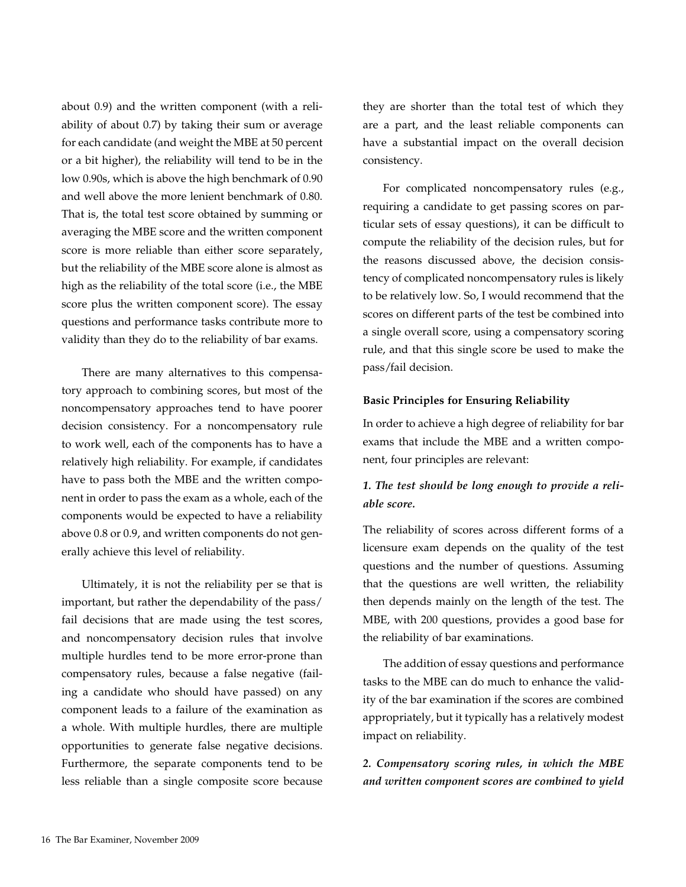about 0.9) and the written component (with a reliability of about 0.7) by taking their sum or average for each candidate (and weight the MBE at 50 percent or a bit higher), the reliability will tend to be in the low 0.90s, which is above the high benchmark of 0.90 and well above the more lenient benchmark of 0.80. That is, the total test score obtained by summing or averaging the MBE score and the written component score is more reliable than either score separately, but the reliability of the MBE score alone is almost as high as the reliability of the total score (i.e., the MBE score plus the written component score). The essay questions and performance tasks contribute more to validity than they do to the reliability of bar exams.

There are many alternatives to this compensatory approach to combining scores, but most of the noncompensatory approaches tend to have poorer decision consistency. For a noncompensatory rule to work well, each of the components has to have a relatively high reliability. For example, if candidates have to pass both the MBE and the written component in order to pass the exam as a whole, each of the components would be expected to have a reliability above 0.8 or 0.9, and written components do not generally achieve this level of reliability.

Ultimately, it is not the reliability per se that is important, but rather the dependability of the pass/fail decisions that are made using the test scores, and noncompensatory decision rules that involve multiple hurdles tend to be more error-prone than compensatory rules, because a false negative (failing a candidate who should have passed) on any component leads to a failure of the examination as a whole. With multiple hurdles, there are multiple opportunities to generate false negative decisions. Furthermore, the separate components tend to be less reliable than a single composite score because they are shorter than the total test of which they are a part, and the least reliable components can have a substantial impact on the overall decision consistency.

For complicated noncompensatory rules (e.g., requiring a candidate to get passing scores on particular sets of essay questions), it can be difficult to compute the reliability of the decision rules, but for the reasons discussed above, the decision consistency of complicated noncompensatory rules is likely to be relatively low. So, I would recommend that the scores on different parts of the test be combined into a single overall score, using a compensatory scoring rule, and that this single score be used to make the pass/fail decision.

**Basic Principles for Ensuring Reliability**

In order to achieve a high degree of reliability for bar exams that include the MBE and a written component, four principles are relevant:

***1. The test should be long enough to provide a reliable score.***

The reliability of scores across different forms of a licensure exam depends on the quality of the test questions and the number of questions. Assuming that the questions are well written, the reliability then depends mainly on the length of the test. The MBE, with 200 questions, provides a good base for the reliability of bar examinations.

The addition of essay questions and performance tasks to the MBE can do much to enhance the validity of the bar examination if the scores are combined appropriately, but it typically has a relatively modest impact on reliability.

***2. Compensatory scoring rules, in which the MBE and written component scores are combined to yield***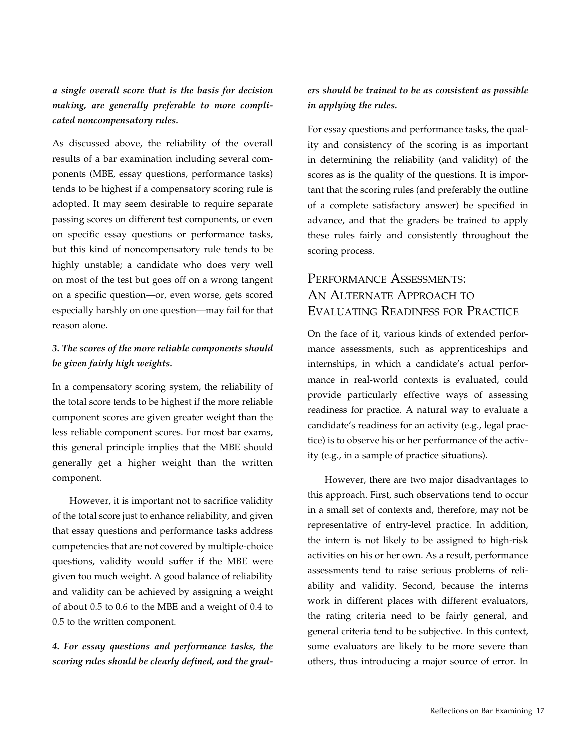***a single overall score that is the basis for decision making, are generally preferable to more complicated noncompensatory rules.***

As discussed above, the reliability of the overall results of a bar examination including several components (MBE, essay questions, performance tasks) tends to be highest if a compensatory scoring rule is adopted. It may seem desirable to require separate passing scores on different test components, or even on specific essay questions or performance tasks, but this kind of noncompensatory rule tends to be highly unstable; a candidate who does very well on most of the test but goes off on a wrong tangent on a specific question—or, even worse, gets scored especially harshly on one question—may fail for that reason alone.

***3. The scores of the more reliable components should be given fairly high weights.***

In a compensatory scoring system, the reliability of the total score tends to be highest if the more reliable component scores are given greater weight than the less reliable component scores. For most bar exams, this general principle implies that the MBE should generally get a higher weight than the written component.

However, it is important not to sacrifice validity of the total score just to enhance reliability, and given that essay questions and performance tasks address competencies that are not covered by multiple-choice questions, validity would suffer if the MBE were given too much weight. A good balance of reliability and validity can be achieved by assigning a weight of about 0.5 to 0.6 to the MBE and a weight of 0.4 to 0.5 to the written component.

***4. For essay questions and performance tasks, the scoring rules should be clearly defined, and the graders should be trained to be as consistent as possible in applying the rules.***

For essay questions and performance tasks, the quality and consistency of the scoring is as important in determining the reliability (and validity) of the scores as is the quality of the questions. It is important that the scoring rules (and preferably the outline of a complete satisfactory answer) be specified in advance, and that the graders be trained to apply these rules fairly and consistently throughout the scoring process.

## Performance Assessments: An Alternate Approach to Evaluating Readiness for Practice

On the face of it, various kinds of extended performance assessments, such as apprenticeships and internships, in which a candidate's actual performance in real-world contexts is evaluated, could provide particularly effective ways of assessing readiness for practice. A natural way to evaluate a candidate's readiness for an activity (e.g., legal practice) is to observe his or her performance of the activity (e.g., in a sample of practice situations).

However, there are two major disadvantages to this approach. First, such observations tend to occur in a small set of contexts and, therefore, may not be representative of entry-level practice. In addition, the intern is not likely to be assigned to high-risk activities on his or her own. As a result, performance assessments tend to raise serious problems of reliability and validity. Second, because the interns work in different places with different evaluators, the rating criteria need to be fairly general, and general criteria tend to be subjective. In this context, some evaluators are likely to be more severe than others, thus introducing a major source of error. In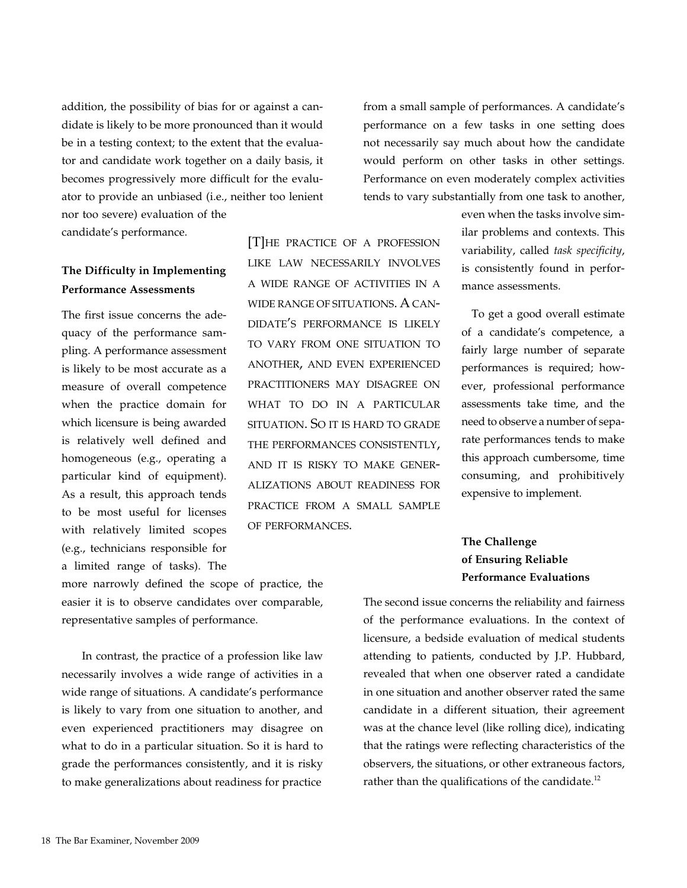addition, the possibility of bias for or against a candidate is likely to be more pronounced than it would be in a testing context; to the extent that the evaluator and candidate work together on a daily basis, it becomes progressively more difficult for the evaluator to provide an unbiased (i.e., neither too lenient nor too severe) evaluation of the candidate's performance.

### The Difficulty in Implementing Performance Assessments

The first issue concerns the adequacy of the performance sampling. A performance assessment is likely to be most accurate as a measure of overall competence when the practice domain for which licensure is being awarded is relatively well defined and homogeneous (e.g., operating a particular kind of equipment). As a result, this approach tends to be most useful for licenses with relatively limited scopes (e.g., technicians responsible for a limited range of tasks). The more narrowly defined the scope of practice, the easier it is to observe candidates over comparable, representative samples of performance.

> [T]HE PRACTICE OF A PROFESSION LIKE LAW NECESSARILY INVOLVES A WIDE RANGE OF ACTIVITIES IN A WIDE RANGE OF SITUATIONS. A CANDIDATE'S PERFORMANCE IS LIKELY TO VARY FROM ONE SITUATION TO ANOTHER, AND EVEN EXPERIENCED PRACTITIONERS MAY DISAGREE ON WHAT TO DO IN A PARTICULAR SITUATION. SO IT IS HARD TO GRADE THE PERFORMANCES CONSISTENTLY, AND IT IS RISKY TO MAKE GENERALIZATIONS ABOUT READINESS FOR PRACTICE FROM A SMALL SAMPLE OF PERFORMANCES.

In contrast, the practice of a profession like law necessarily involves a wide range of activities in a wide range of situations. A candidate's performance is likely to vary from one situation to another, and even experienced practitioners may disagree on what to do in a particular situation. So it is hard to grade the performances consistently, and it is risky to make generalizations about readiness for practice from a small sample of performances. A candidate's performance on a few tasks in one setting does not necessarily say much about how the candidate would perform on other tasks in other settings. Performance on even moderately complex activities tends to vary substantially from one task to another, even when the tasks involve similar problems and contexts. This variability, called *task specificity*, is consistently found in performance assessments.

To get a good overall estimate of a candidate's competence, a fairly large number of separate performances is required; however, professional performance assessments take time, and the need to observe a number of separate performances tends to make this approach cumbersome, time consuming, and prohibitively expensive to implement.

### The Challenge of Ensuring Reliable Performance Evaluations

The second issue concerns the reliability and fairness of the performance evaluations. In the context of licensure, a bedside evaluation of medical students attending to patients, conducted by J.P. Hubbard, revealed that when one observer rated a candidate in one situation and another observer rated the same candidate in a different situation, their agreement was at the chance level (like rolling dice), indicating that the ratings were reflecting characteristics of the observers, the situations, or other extraneous factors, rather than the qualifications of the candidate.[12]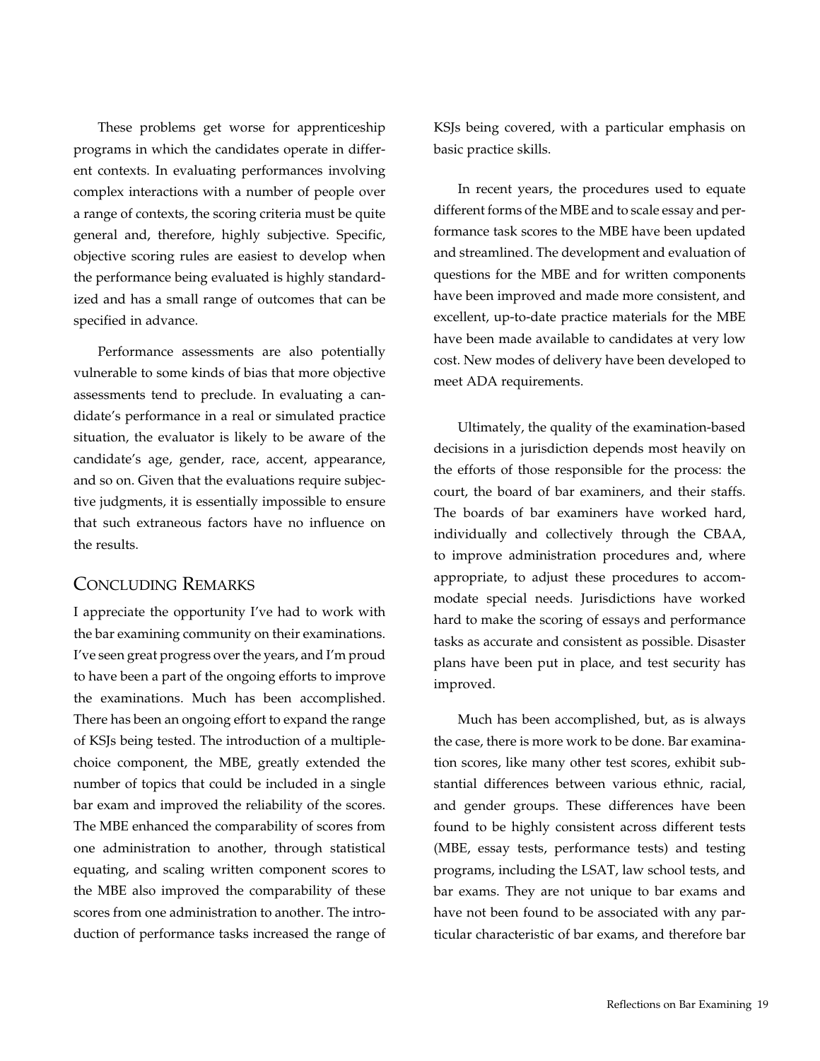These problems get worse for apprenticeship programs in which the candidates operate in different contexts. In evaluating performances involving complex interactions with a number of people over a range of contexts, the scoring criteria must be quite general and, therefore, highly subjective. Specific, objective scoring rules are easiest to develop when the performance being evaluated is highly standardized and has a small range of outcomes that can be specified in advance.

Performance assessments are also potentially vulnerable to some kinds of bias that more objective assessments tend to preclude. In evaluating a candidate's performance in a real or simulated practice situation, the evaluator is likely to be aware of the candidate's age, gender, race, accent, appearance, and so on. Given that the evaluations require subjective judgments, it is essentially impossible to ensure that such extraneous factors have no influence on the results.

## Concluding Remarks

I appreciate the opportunity I've had to work with the bar examining community on their examinations. I've seen great progress over the years, and I'm proud to have been a part of the ongoing efforts to improve the examinations. Much has been accomplished. There has been an ongoing effort to expand the range of KSJs being tested. The introduction of a multiple-choice component, the MBE, greatly extended the number of topics that could be included in a single bar exam and improved the reliability of the scores. The MBE enhanced the comparability of scores from one administration to another, through statistical equating, and scaling written component scores to the MBE also improved the comparability of these scores from one administration to another. The introduction of performance tasks increased the range of KSJs being covered, with a particular emphasis on basic practice skills.

In recent years, the procedures used to equate different forms of the MBE and to scale essay and performance task scores to the MBE have been updated and streamlined. The development and evaluation of questions for the MBE and for written components have been improved and made more consistent, and excellent, up-to-date practice materials for the MBE have been made available to candidates at very low cost. New modes of delivery have been developed to meet ADA requirements.

Ultimately, the quality of the examination-based decisions in a jurisdiction depends most heavily on the efforts of those responsible for the process: the court, the board of bar examiners, and their staffs. The boards of bar examiners have worked hard, individually and collectively through the CBAA, to improve administration procedures and, where appropriate, to adjust these procedures to accommodate special needs. Jurisdictions have worked hard to make the scoring of essays and performance tasks as accurate and consistent as possible. Disaster plans have been put in place, and test security has improved.

Much has been accomplished, but, as is always the case, there is more work to be done. Bar examination scores, like many other test scores, exhibit substantial differences between various ethnic, racial, and gender groups. These differences have been found to be highly consistent across different tests (MBE, essay tests, performance tests) and testing programs, including the LSAT, law school tests, and bar exams. They are not unique to bar exams and have not been found to be associated with any particular characteristic of bar exams, and therefore bar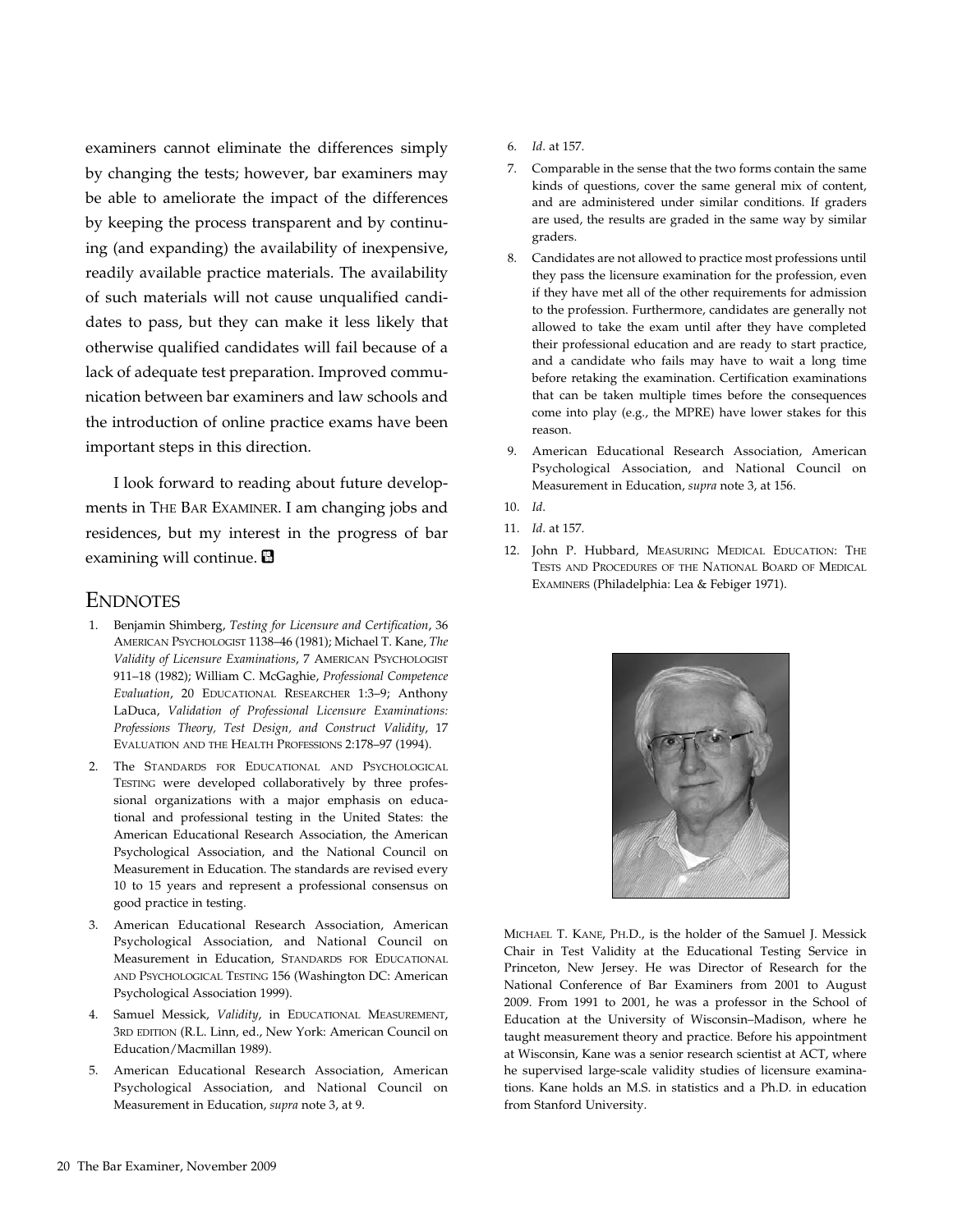examiners cannot eliminate the differences simply by changing the tests; however, bar examiners may be able to ameliorate the impact of the differences by keeping the process transparent and by continuing (and expanding) the availability of inexpensive, readily available practice materials. The availability of such materials will not cause unqualified candidates to pass, but they can make it less likely that otherwise qualified candidates will fail because of a lack of adequate test preparation. Improved communication between bar examiners and law schools and the introduction of online practice exams have been important steps in this direction.

I look forward to reading about future developments in THE BAR EXAMINER. I am changing jobs and residences, but my interest in the progress of bar examining will continue.

## ENDNOTES

1. Benjamin Shimberg, *Testing for Licensure and Certification*, 36 AMERICAN PSYCHOLOGIST 1138–46 (1981); Michael T. Kane, *The Validity of Licensure Examinations*, 7 AMERICAN PSYCHOLOGIST 911–18 (1982); William C. McGaghie, *Professional Competence Evaluation*, 20 EDUCATIONAL RESEARCHER 1:3–9; Anthony LaDuca, *Validation of Professional Licensure Examinations: Professions Theory, Test Design, and Construct Validity*, 17 EVALUATION AND THE HEALTH PROFESSIONS 2:178–97 (1994).
2. The STANDARDS FOR EDUCATIONAL AND PSYCHOLOGICAL TESTING were developed collaboratively by three professional organizations with a major emphasis on educational and professional testing in the United States: the American Educational Research Association, the American Psychological Association, and the National Council on Measurement in Education. The standards are revised every 10 to 15 years and represent a professional consensus on good practice in testing.
3. American Educational Research Association, American Psychological Association, and National Council on Measurement in Education, STANDARDS FOR EDUCATIONAL AND PSYCHOLOGICAL TESTING 156 (Washington DC: American Psychological Association 1999).
4. Samuel Messick, *Validity*, in EDUCATIONAL MEASUREMENT, 3RD EDITION (R.L. Linn, ed., New York: American Council on Education/Macmillan 1989).
5. American Educational Research Association, American Psychological Association, and National Council on Measurement in Education, *supra* note 3, at 9.
6. *Id*. at 157.
7. Comparable in the sense that the two forms contain the same kinds of questions, cover the same general mix of content, and are administered under similar conditions. If graders are used, the results are graded in the same way by similar graders.
8. Candidates are not allowed to practice most professions until they pass the licensure examination for the profession, even if they have met all of the other requirements for admission to the profession. Furthermore, candidates are generally not allowed to take the exam until after they have completed their professional education and are ready to start practice, and a candidate who fails may have to wait a long time before retaking the examination. Certification examinations that can be taken multiple times before the consequences come into play (e.g., the MPRE) have lower stakes for this reason.
9. American Educational Research Association, American Psychological Association, and National Council on Measurement in Education, *supra* note 3, at 156.
10. *Id*.
11. *Id*. at 157.
12. John P. Hubbard, MEASURING MEDICAL EDUCATION: THE TESTS AND PROCEDURES OF THE NATIONAL BOARD OF MEDICAL EXAMINERS (Philadelphia: Lea & Febiger 1971).

MICHAEL T. KANE, PH.D., is the holder of the Samuel J. Messick Chair in Test Validity at the Educational Testing Service in Princeton, New Jersey. He was Director of Research for the National Conference of Bar Examiners from 2001 to August 2009. From 1991 to 2001, he was a professor in the School of Education at the University of Wisconsin–Madison, where he taught measurement theory and practice. Before his appointment at Wisconsin, Kane was a senior research scientist at ACT, where he supervised large-scale validity studies of licensure examinations. Kane holds an M.S. in statistics and a Ph.D. in education from Stanford University.